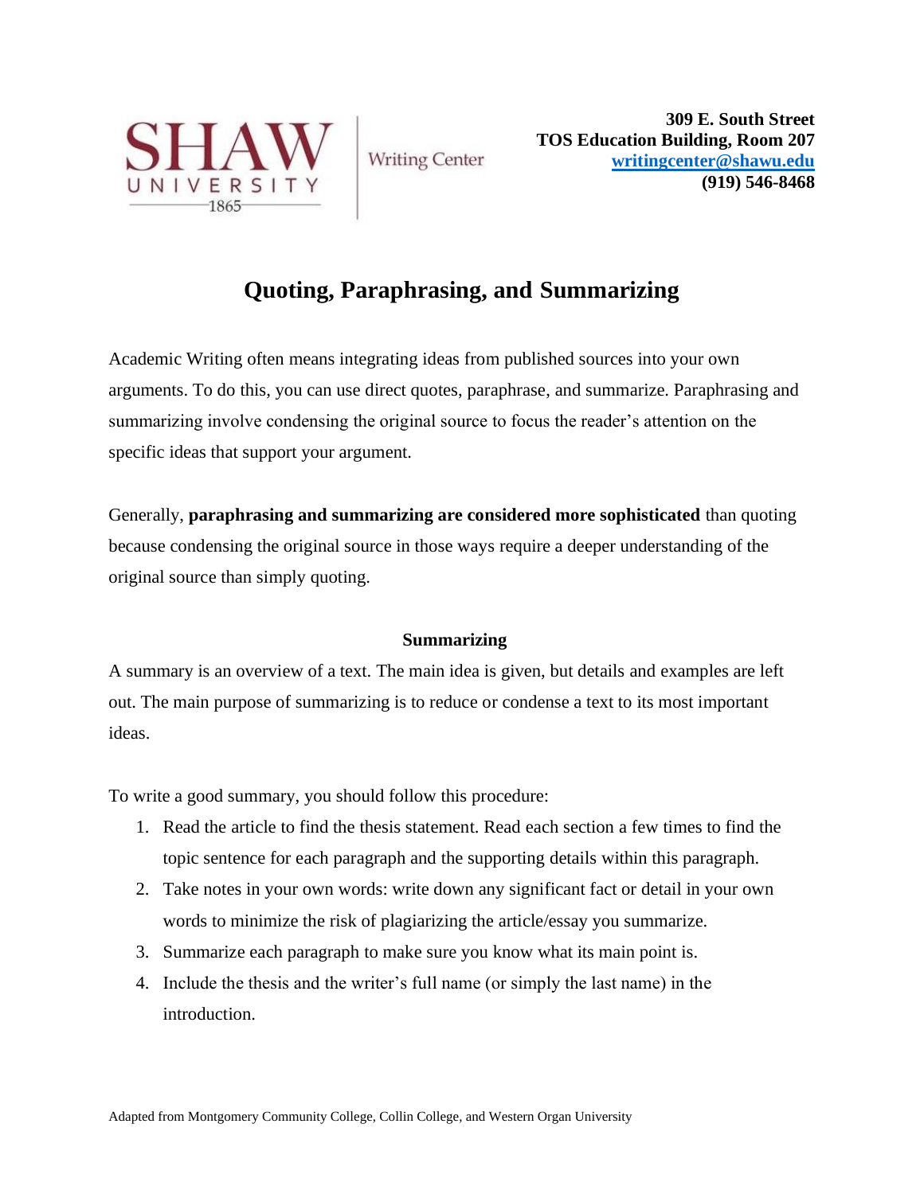SHAW UNIVERSITY 1865 | Writing Center

**309 E. South Street**
**TOS Education Building, Room 207**
**writingcenter@shawu.edu**
**(919) 546-8468**

# Quoting, Paraphrasing, and Summarizing

Academic Writing often means integrating ideas from published sources into your own arguments. To do this, you can use direct quotes, paraphrase, and summarize. Paraphrasing and summarizing involve condensing the original source to focus the reader's attention on the specific ideas that support your argument.

Generally, **paraphrasing and summarizing are considered more sophisticated** than quoting because condensing the original source in those ways require a deeper understanding of the original source than simply quoting.

## Summarizing

A summary is an overview of a text. The main idea is given, but details and examples are left out. The main purpose of summarizing is to reduce or condense a text to its most important ideas.

To write a good summary, you should follow this procedure:

1. Read the article to find the thesis statement. Read each section a few times to find the topic sentence for each paragraph and the supporting details within this paragraph.
2. Take notes in your own words: write down any significant fact or detail in your own words to minimize the risk of plagiarizing the article/essay you summarize.
3. Summarize each paragraph to make sure you know what its main point is.
4. Include the thesis and the writer's full name (or simply the last name) in the introduction.

Adapted from Montgomery Community College, Collin College, and Western Organ University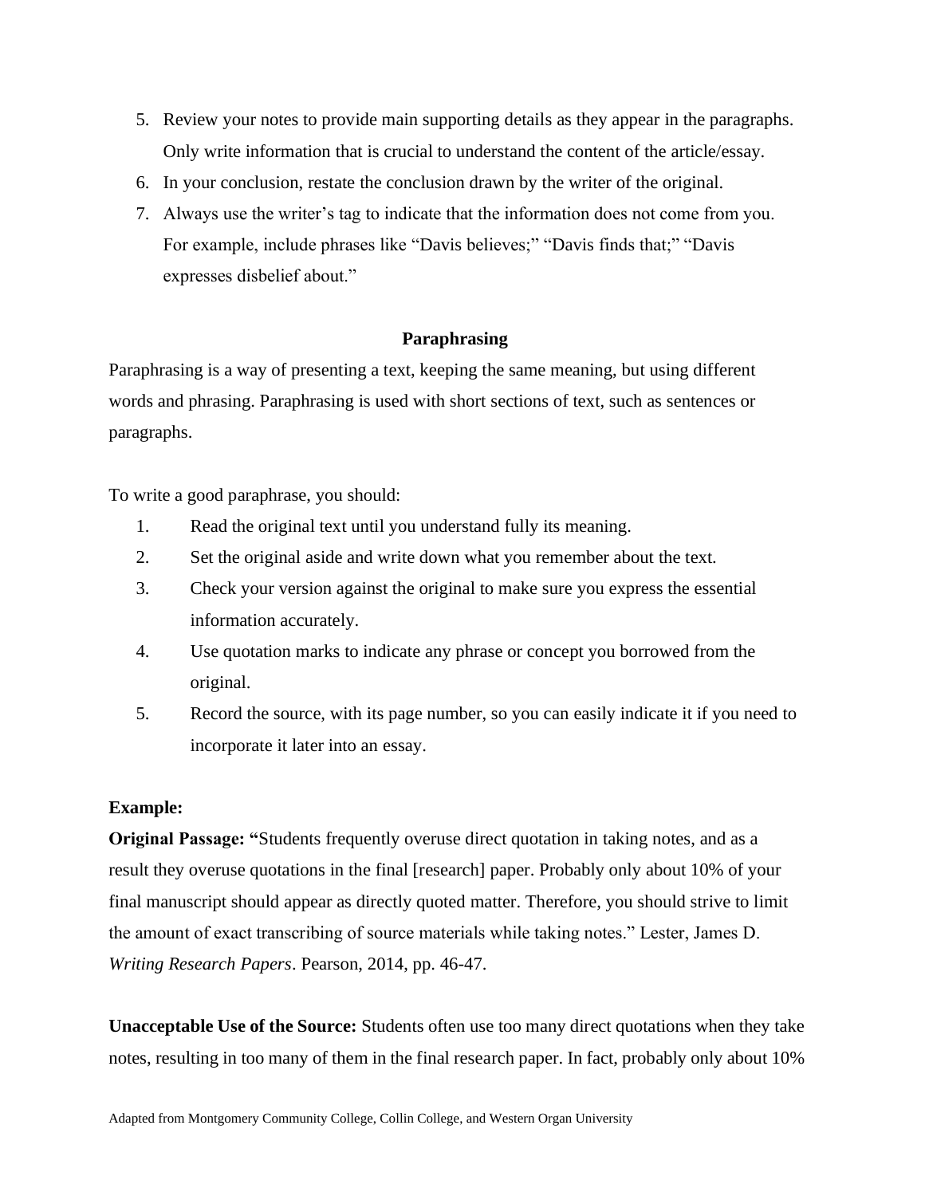5. Review your notes to provide main supporting details as they appear in the paragraphs. Only write information that is crucial to understand the content of the article/essay.
6. In your conclusion, restate the conclusion drawn by the writer of the original.
7. Always use the writer's tag to indicate that the information does not come from you. For example, include phrases like "Davis believes;" "Davis finds that;" "Davis expresses disbelief about."

## Paraphrasing

Paraphrasing is a way of presenting a text, keeping the same meaning, but using different words and phrasing. Paraphrasing is used with short sections of text, such as sentences or paragraphs.

To write a good paraphrase, you should:

1. Read the original text until you understand fully its meaning.
2. Set the original aside and write down what you remember about the text.
3. Check your version against the original to make sure you express the essential information accurately.
4. Use quotation marks to indicate any phrase or concept you borrowed from the original.
5. Record the source, with its page number, so you can easily indicate it if you need to incorporate it later into an essay.

**Example:**

**Original Passage: "**Students frequently overuse direct quotation in taking notes, and as a result they overuse quotations in the final [research] paper. Probably only about 10% of your final manuscript should appear as directly quoted matter. Therefore, you should strive to limit the amount of exact transcribing of source materials while taking notes." Lester, James D. *Writing Research Papers*. Pearson, 2014, pp. 46-47.

**Unacceptable Use of the Source:** Students often use too many direct quotations when they take notes, resulting in too many of them in the final research paper. In fact, probably only about 10%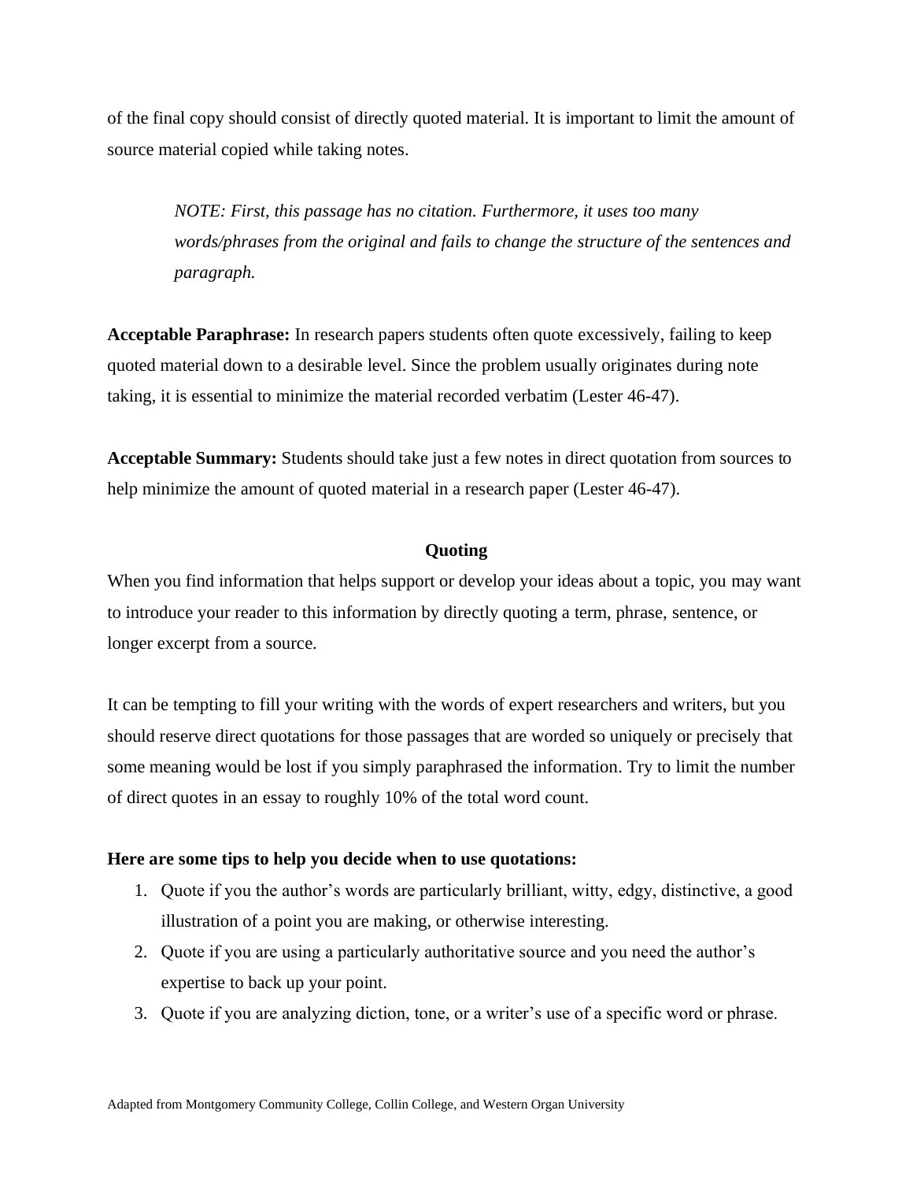of the final copy should consist of directly quoted material. It is important to limit the amount of source material copied while taking notes.

> *NOTE: First, this passage has no citation. Furthermore, it uses too many words/phrases from the original and fails to change the structure of the sentences and paragraph.*

**Acceptable Paraphrase:** In research papers students often quote excessively, failing to keep quoted material down to a desirable level. Since the problem usually originates during note taking, it is essential to minimize the material recorded verbatim (Lester 46-47).

**Acceptable Summary:** Students should take just a few notes in direct quotation from sources to help minimize the amount of quoted material in a research paper (Lester 46-47).

## Quoting

When you find information that helps support or develop your ideas about a topic, you may want to introduce your reader to this information by directly quoting a term, phrase, sentence, or longer excerpt from a source.

It can be tempting to fill your writing with the words of expert researchers and writers, but you should reserve direct quotations for those passages that are worded so uniquely or precisely that some meaning would be lost if you simply paraphrased the information. Try to limit the number of direct quotes in an essay to roughly 10% of the total word count.

**Here are some tips to help you decide when to use quotations:**

1. Quote if you the author's words are particularly brilliant, witty, edgy, distinctive, a good illustration of a point you are making, or otherwise interesting.
2. Quote if you are using a particularly authoritative source and you need the author's expertise to back up your point.
3. Quote if you are analyzing diction, tone, or a writer's use of a specific word or phrase.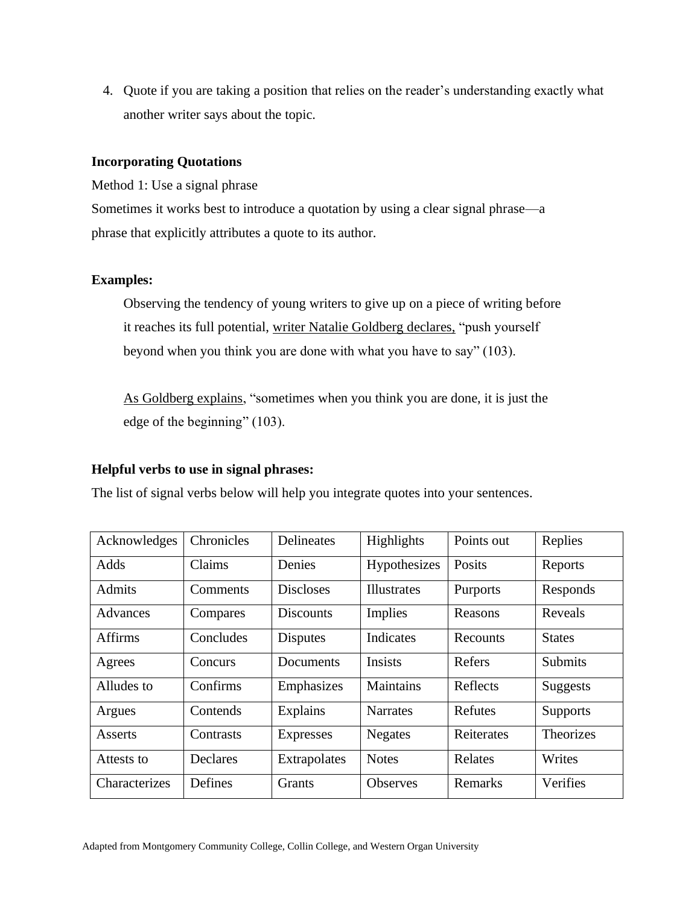4. Quote if you are taking a position that relies on the reader's understanding exactly what another writer says about the topic.

**Incorporating Quotations**

Method 1: Use a signal phrase

Sometimes it works best to introduce a quotation by using a clear signal phrase—a phrase that explicitly attributes a quote to its author.

**Examples:**

> Observing the tendency of young writers to give up on a piece of writing before it reaches its full potential, <u>writer Natalie Goldberg declares,</u> "push yourself beyond when you think you are done with what you have to say" (103).
>
> <u>As Goldberg explains</u>, "sometimes when you think you are done, it is just the edge of the beginning" (103).

**Helpful verbs to use in signal phrases:**

The list of signal verbs below will help you integrate quotes into your sentences.

| | | | | | |
|---|---|---|---|---|---|
| Acknowledges | Chronicles | Delineates | Highlights | Points out | Replies |
| Adds | Claims | Denies | Hypothesizes | Posits | Reports |
| Admits | Comments | Discloses | Illustrates | Purports | Responds |
| Advances | Compares | Discounts | Implies | Reasons | Reveals |
| Affirms | Concludes | Disputes | Indicates | Recounts | States |
| Agrees | Concurs | Documents | Insists | Refers | Submits |
| Alludes to | Confirms | Emphasizes | Maintains | Reflects | Suggests |
| Argues | Contends | Explains | Narrates | Refutes | Supports |
| Asserts | Contrasts | Expresses | Negates | Reiterates | Theorizes |
| Attests to | Declares | Extrapolates | Notes | Relates | Writes |
| Characterizes | Defines | Grants | Observes | Remarks | Verifies |

Adapted from Montgomery Community College, Collin College, and Western Organ University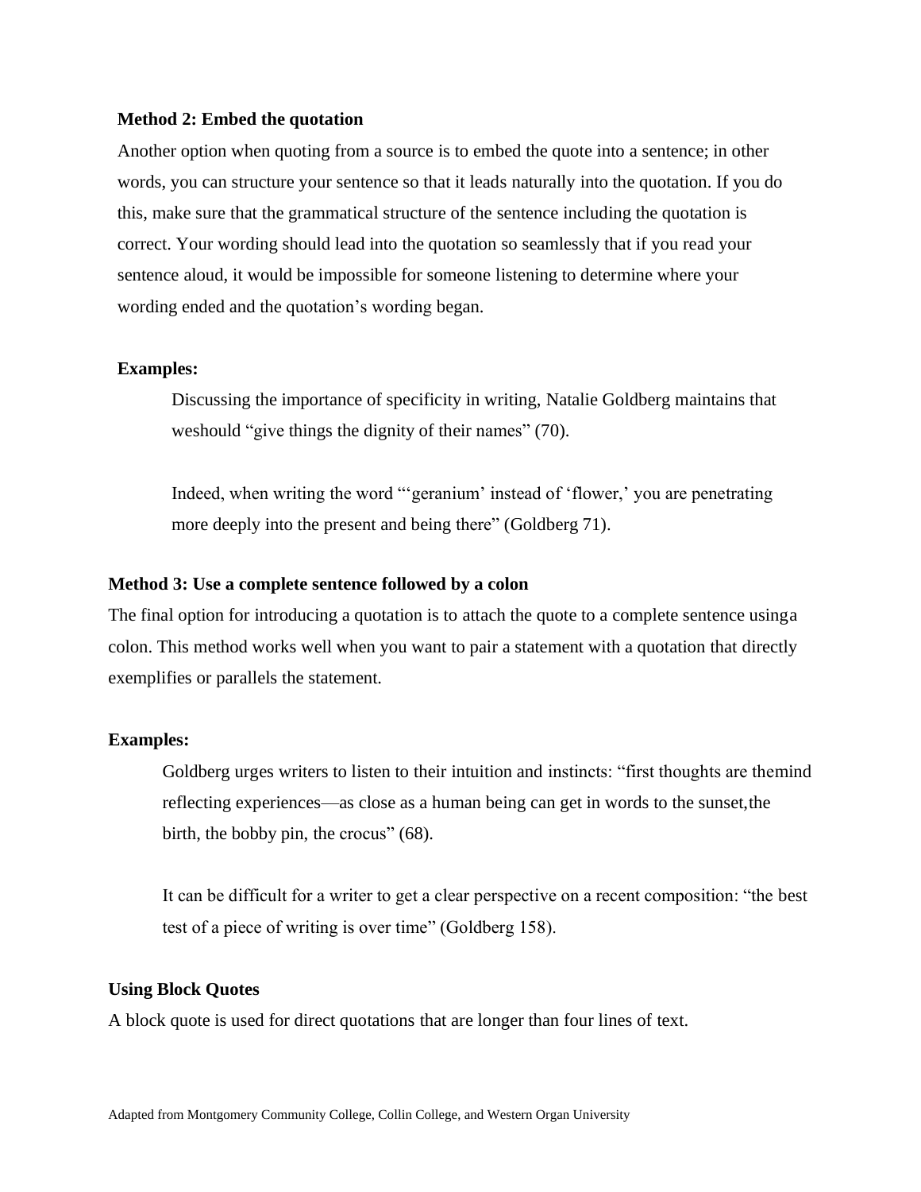**Method 2: Embed the quotation**

Another option when quoting from a source is to embed the quote into a sentence; in other words, you can structure your sentence so that it leads naturally into the quotation. If you do this, make sure that the grammatical structure of the sentence including the quotation is correct. Your wording should lead into the quotation so seamlessly that if you read your sentence aloud, it would be impossible for someone listening to determine where your wording ended and the quotation's wording began.

**Examples:**

> Discussing the importance of specificity in writing, Natalie Goldberg maintains that weshould "give things the dignity of their names" (70).
>
> Indeed, when writing the word "'geranium' instead of 'flower,' you are penetrating more deeply into the present and being there" (Goldberg 71).

**Method 3: Use a complete sentence followed by a colon**

The final option for introducing a quotation is to attach the quote to a complete sentence usinga colon. This method works well when you want to pair a statement with a quotation that directly exemplifies or parallels the statement.

**Examples:**

> Goldberg urges writers to listen to their intuition and instincts: "first thoughts are themind reflecting experiences—as close as a human being can get in words to the sunset,the birth, the bobby pin, the crocus" (68).
>
> It can be difficult for a writer to get a clear perspective on a recent composition: "the best test of a piece of writing is over time" (Goldberg 158).

**Using Block Quotes**

A block quote is used for direct quotations that are longer than four lines of text.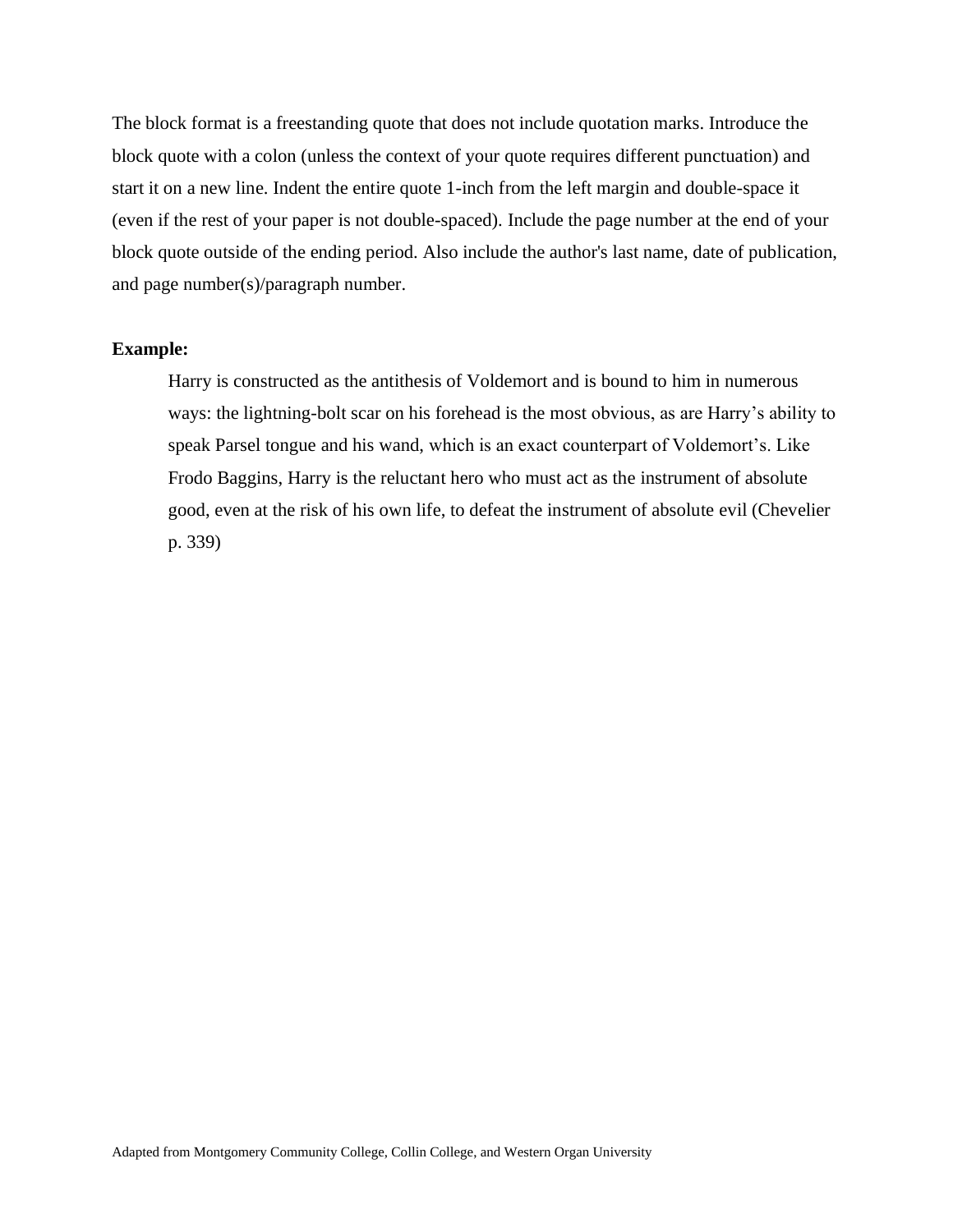The block format is a freestanding quote that does not include quotation marks. Introduce the block quote with a colon (unless the context of your quote requires different punctuation) and start it on a new line. Indent the entire quote 1-inch from the left margin and double-space it (even if the rest of your paper is not double-spaced). Include the page number at the end of your block quote outside of the ending period. Also include the author's last name, date of publication, and page number(s)/paragraph number.

**Example:**

> Harry is constructed as the antithesis of Voldemort and is bound to him in numerous ways: the lightning-bolt scar on his forehead is the most obvious, as are Harry's ability to speak Parsel tongue and his wand, which is an exact counterpart of Voldemort's. Like Frodo Baggins, Harry is the reluctant hero who must act as the instrument of absolute good, even at the risk of his own life, to defeat the instrument of absolute evil (Chevelier p. 339)

Adapted from Montgomery Community College, Collin College, and Western Organ University